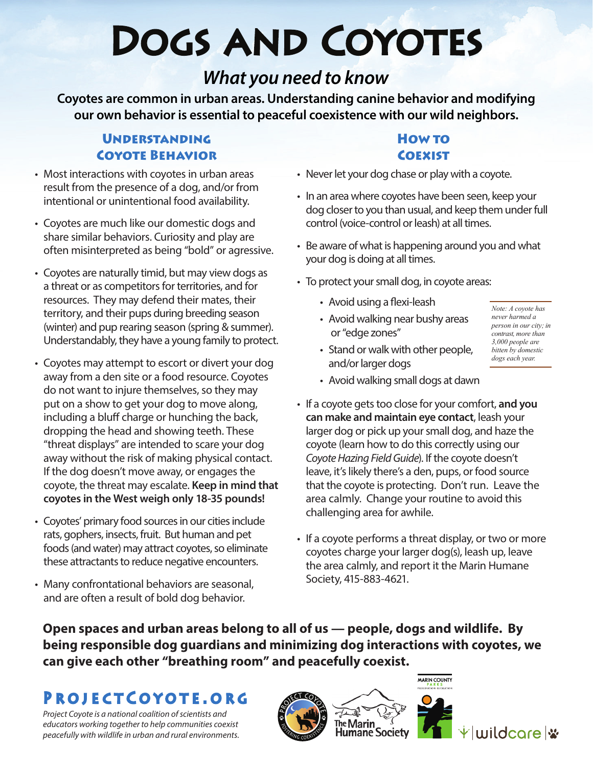# Dogs and Coyotes

## *What you need to know*

**Coyotes are common in urban areas. Understanding canine behavior and modifying our own behavior is essential to peaceful coexistence with our wild neighbors.**

### Understanding Coyote Behavior

- Most interactions with coyotes in urban areas result from the presence of a dog, and/or from intentional or unintentional food availability.
- Coyotes are much like our domestic dogs and share similar behaviors. Curiosity and play are often misinterpreted as being "bold" or agressive.
- Coyotes are naturally timid, but may view dogs as a threat or as competitors for territories, and for resources. They may defend their mates, their territory, and their pups during breeding season (winter) and pup rearing season (spring & summer). Understandably, they have a young family to protect.
- Coyotes may attempt to escort or divert your dog away from a den site or a food resource. Coyotes do not want to injure themselves, so they may put on a show to get your dog to move along, including a bluff charge or hunching the back, dropping the head and showing teeth. These "threat displays" are intended to scare your dog away without the risk of making physical contact. If the dog doesn't move away, or engages the coyote, the threat may escalate. **Keep in mind that coyotes in the West weigh only 18-35 pounds!**
- Coyotes' primary food sources in our cities include rats, gophers, insects, fruit. But human and pet foods (and water) may attract coyotes, so eliminate these attractants to reduce negative encounters.
- Many confrontational behaviors are seasonal, and are often a result of bold dog behavior.

### How to Coexist

- Never let your dog chase or play with a coyote.
- In an area where coyotes have been seen, keep your dog closer to you than usual, and keep them under full control (voice-control or leash) at all times.
- Be aware of what is happening around you and what your dog is doing at all times.
- To protect your small dog, in coyote areas:
  - Avoid using a flexi-leash
  - Avoid walking near bushy areas or "edge zones"
  - Stand or walk with other people, and/or larger dogs
  - Avoid walking small dogs at dawn

*Note: A coyote has never harmed a person in our city; in contrast, more than 3,000 people are bitten by domestic dogs each year.*

- If a coyote gets too close for your comfort, **and you can make and maintain eye contact**, leash your larger dog or pick up your small dog, and haze the coyote (learn how to do this correctly using our *Coyote Hazing Field Guide*). If the coyote doesn't leave, it's likely there's a den, pups, or food source that the coyote is protecting. Don't run. Leave the area calmly. Change your routine to avoid this challenging area for awhile.
- If a coyote performs a threat display, or two or more coyotes charge your larger dog(s), leash up, leave the area calmly, and report it the Marin Humane Society, 415-883-4621.

**Open spaces and urban areas belong to all of us — people, dogs and wildlife. By being responsible dog guardians and minimizing dog interactions with coyotes, we can give each other "breathing room" and peacefully coexist.**

**ProjectCoyote.org**

*Project Coyote is a national coalition of scientists and educators working together to help communities coexist peacefully with wildlife in urban and rural environments.*

Project Coyote — Fostering Coexistence | The Marin Humane Society | Marin County Parks | wildcare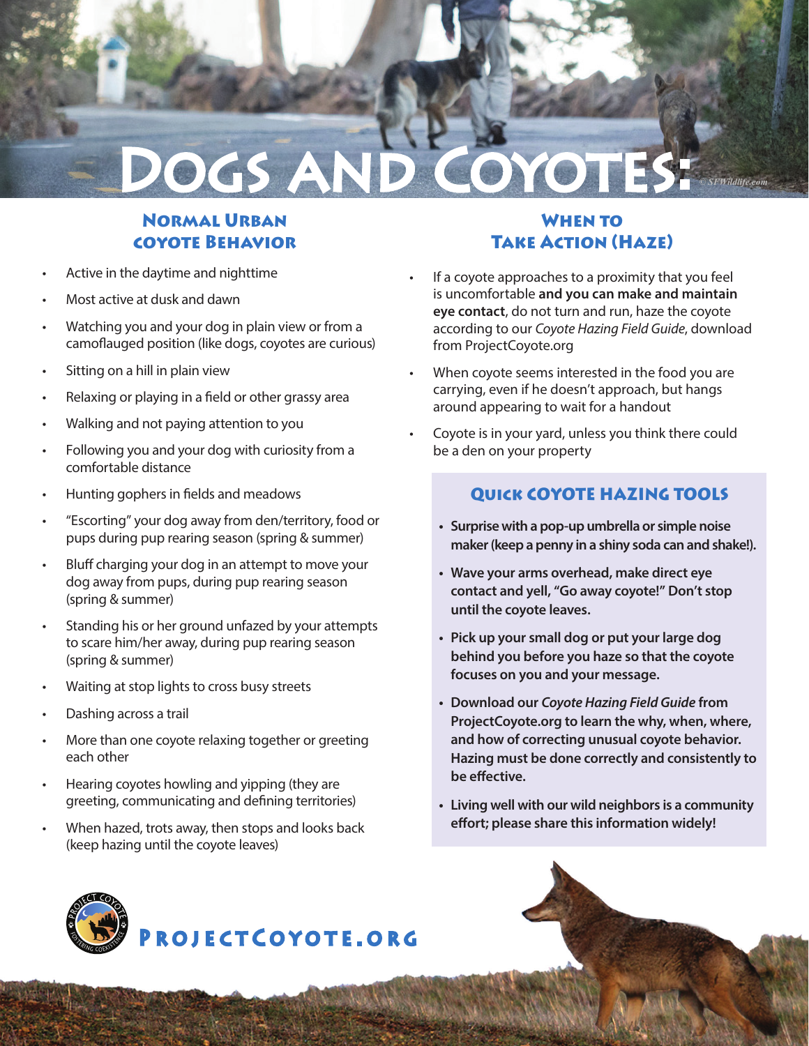# Dogs and Coyotes:

© SFWildlife.com

## Normal Urban coyote Behavior

- Active in the daytime and nighttime
- Most active at dusk and dawn
- Watching you and your dog in plain view or from a camoflauged position (like dogs, coyotes are curious)
- Sitting on a hill in plain view
- Relaxing or playing in a field or other grassy area
- Walking and not paying attention to you
- Following you and your dog with curiosity from a comfortable distance
- Hunting gophers in fields and meadows
- "Escorting" your dog away from den/territory, food or pups during pup rearing season (spring & summer)
- Bluff charging your dog in an attempt to move your dog away from pups, during pup rearing season (spring & summer)
- Standing his or her ground unfazed by your attempts to scare him/her away, during pup rearing season (spring & summer)
- Waiting at stop lights to cross busy streets
- Dashing across a trail
- More than one coyote relaxing together or greeting each other
- Hearing coyotes howling and yipping (they are greeting, communicating and defining territories)
- When hazed, trots away, then stops and looks back (keep hazing until the coyote leaves)

## When to Take Action (Haze)

- If a coyote approaches to a proximity that you feel is uncomfortable **and you can make and maintain eye contact**, do not turn and run, haze the coyote according to our *Coyote Hazing Field Guide*, download from ProjectCoyote.org
- When coyote seems interested in the food you are carrying, even if he doesn't approach, but hangs around appearing to wait for a handout
- Coyote is in your yard, unless you think there could be a den on your property

### Quick Coyote Hazing Tools

- **Surprise with a pop-up umbrella or simple noise maker (keep a penny in a shiny soda can and shake!).**
- **Wave your arms overhead, make direct eye contact and yell, "Go away coyote!" Don't stop until the coyote leaves.**
- **Pick up your small dog or put your large dog behind you before you haze so that the coyote focuses on you and your message.**
- **Download our *Coyote Hazing Field Guide* from ProjectCoyote.org to learn the why, when, where, and how of correcting unusual coyote behavior. Hazing must be done correctly and consistently to be effective.**
- **Living well with our wild neighbors is a community effort; please share this information widely!**

Project Coyote – Fostering Coexistence

ProjectCoyote.org